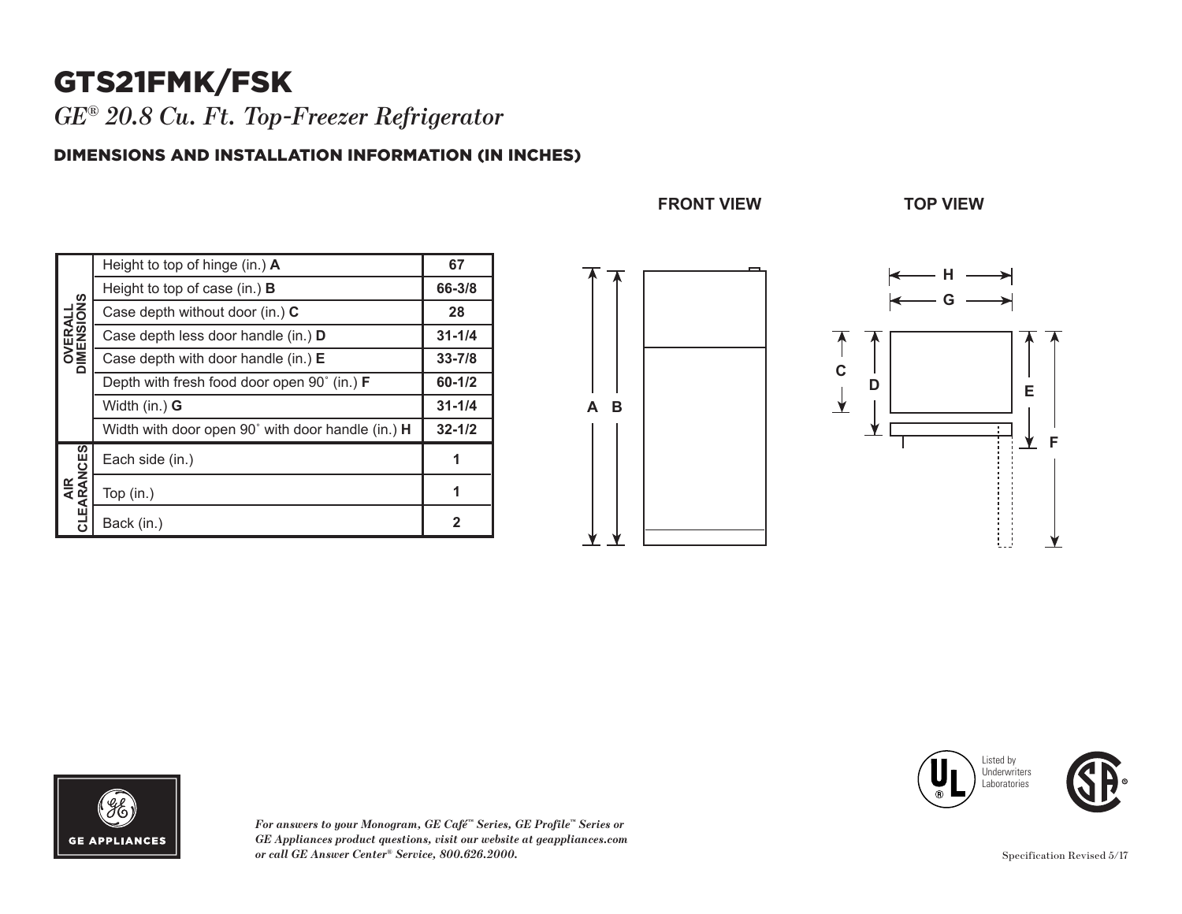# GTS21FMK/FSK

*GE® 20.8 Cu. Ft. Top-Freezer Refrigerator*

## DIMENSIONS AND INSTALLATION INFORMATION (IN INCHES)

| | | |
|---|---|---|
| OVERALL DIMENSIONS | Height to top of hinge (in.) **A** | 67 |
| | Height to top of case (in.) **B** | 66-3/8 |
| | Case depth without door (in.) **C** | 28 |
| | Case depth less door handle (in.) **D** | 31-1/4 |
| | Case depth with door handle (in.) **E** | 33-7/8 |
| | Depth with fresh food door open 90˚ (in.) **F** | 60-1/2 |
| | Width (in.) **G** | 31-1/4 |
| | Width with door open 90˚ with door handle (in.) **H** | 32-1/2 |
| AIR CLEARANCES | Each side (in.) | 1 |
| | Top (in.) | 1 |
| | Back (in.) | 2 |

FRONT VIEW

TOP VIEW

Listed by Underwriters Laboratories

*For answers to your Monogram, GE Café™ Series, GE Profile™ Series or GE Appliances product questions, visit our website at geappliances.com or call GE Answer Center® Service, 800.626.2000.*

Specification Revised 5/17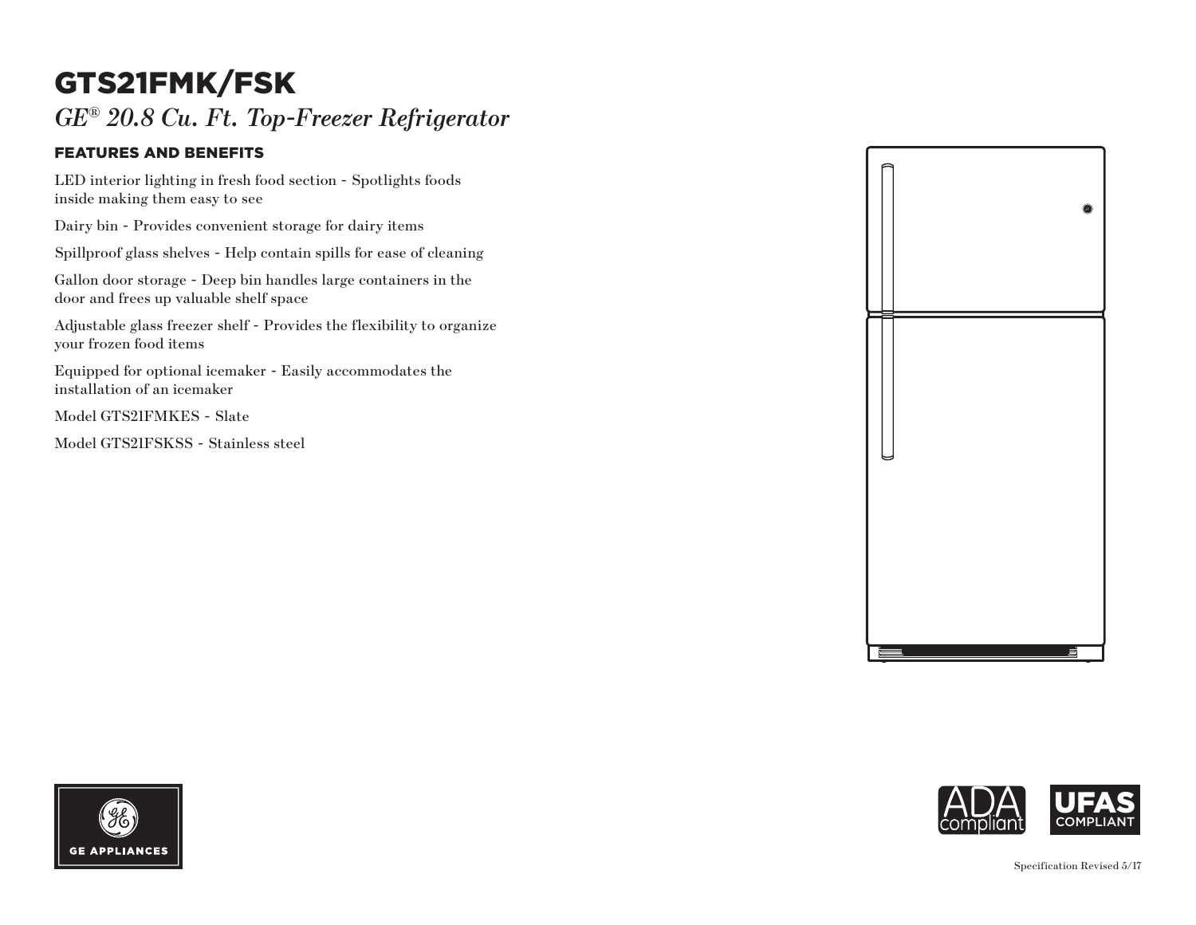# GTS21FMK/FSK

*GE® 20.8 Cu. Ft. Top-Freezer Refrigerator*

## FEATURES AND BENEFITS

LED interior lighting in fresh food section - Spotlights foods inside making them easy to see

Dairy bin - Provides convenient storage for dairy items

Spillproof glass shelves - Help contain spills for ease of cleaning

Gallon door storage - Deep bin handles large containers in the door and frees up valuable shelf space

Adjustable glass freezer shelf - Provides the flexibility to organize your frozen food items

Equipped for optional icemaker - Easily accommodates the installation of an icemaker

Model GTS21FMKES - Slate

Model GTS21FSKSS - Stainless steel

GE APPLIANCES

ADA compliant

UFAS COMPLIANT

Specification Revised 5/17